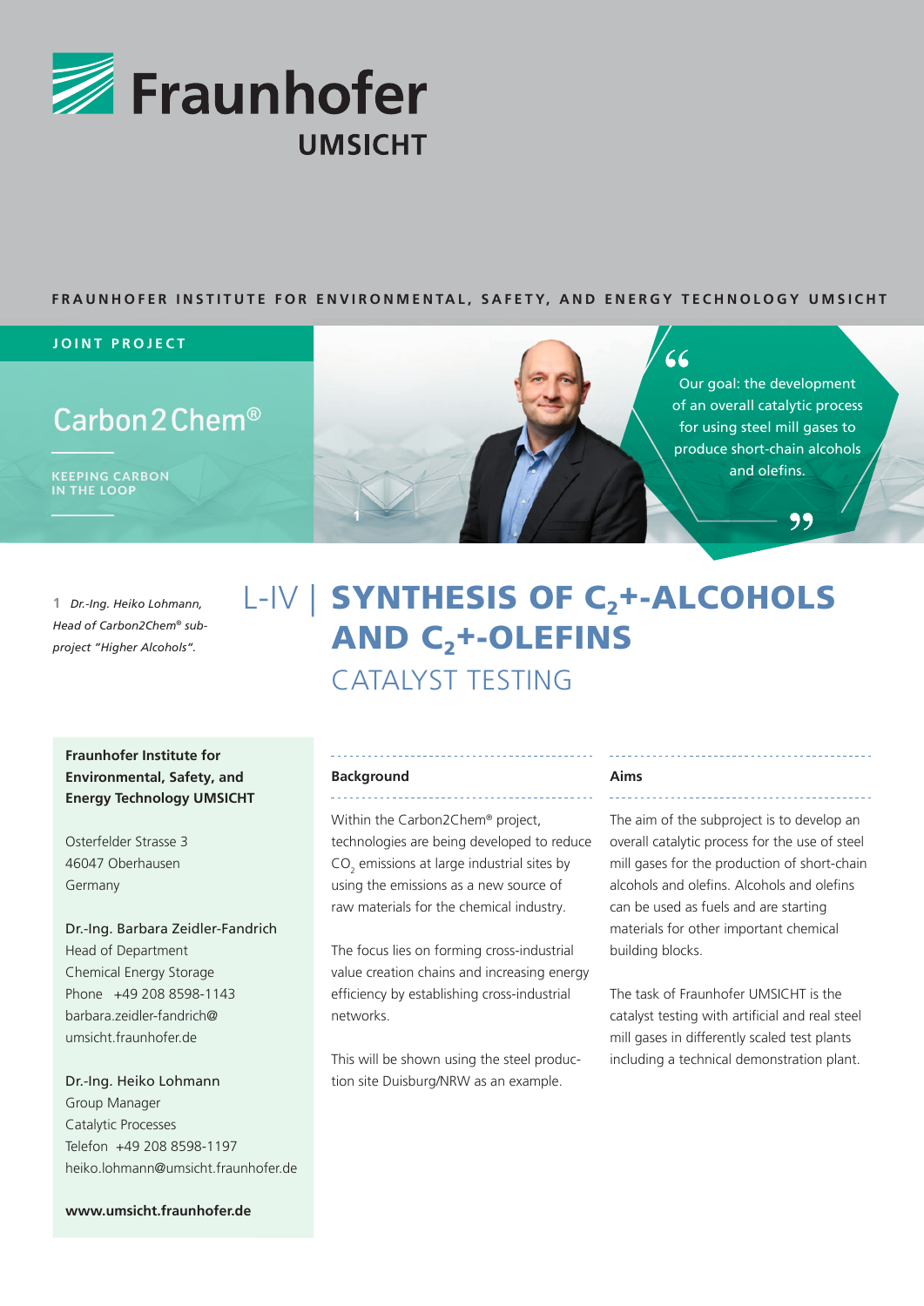Fraunhofer UMSICHT

**FRAUNHOFER INSTITUTE FOR ENVIRONMENTAL, SAFETY, AND ENERGY TECHNOLOGY UMSICHT**

**JOINT PROJECT**

Carbon2Chem®

KEEPING CARBON IN THE LOOP

"Our goal: the development of an overall catalytic process for using steel mill gases to produce short-chain alcohols and olefins."

1 *Dr.-Ing. Heiko Lohmann, Head of Carbon2Chem® sub-project "Higher Alcohols".*

# L-IV | SYNTHESIS OF $C_2$+-ALCOHOLS AND $C_2$+-OLEFINS

## CATALYST TESTING

**Fraunhofer Institute for Environmental, Safety, and Energy Technology UMSICHT**

Osterfelder Strasse 3
46047 Oberhausen
Germany

Dr.-Ing. Barbara Zeidler-Fandrich
Head of Department
Chemical Energy Storage
Phone +49 208 8598-1143
barbara.zeidler-fandrich@umsicht.fraunhofer.de

Dr.-Ing. Heiko Lohmann
Group Manager
Catalytic Processes
Telefon +49 208 8598-1197
heiko.lohmann@umsicht.fraunhofer.de

**www.umsicht.fraunhofer.de**

### Background

Within the Carbon2Chem® project, technologies are being developed to reduce $CO_2$ emissions at large industrial sites by using the emissions as a new source of raw materials for the chemical industry.

The focus lies on forming cross-industrial value creation chains and increasing energy efficiency by establishing cross-industrial networks.

This will be shown using the steel production site Duisburg/NRW as an example.

### Aims

The aim of the subproject is to develop an overall catalytic process for the use of steel mill gases for the production of short-chain alcohols and olefins. Alcohols and olefins can be used as fuels and are starting materials for other important chemical building blocks.

The task of Fraunhofer UMSICHT is the catalyst testing with artificial and real steel mill gases in differently scaled test plants including a technical demonstration plant.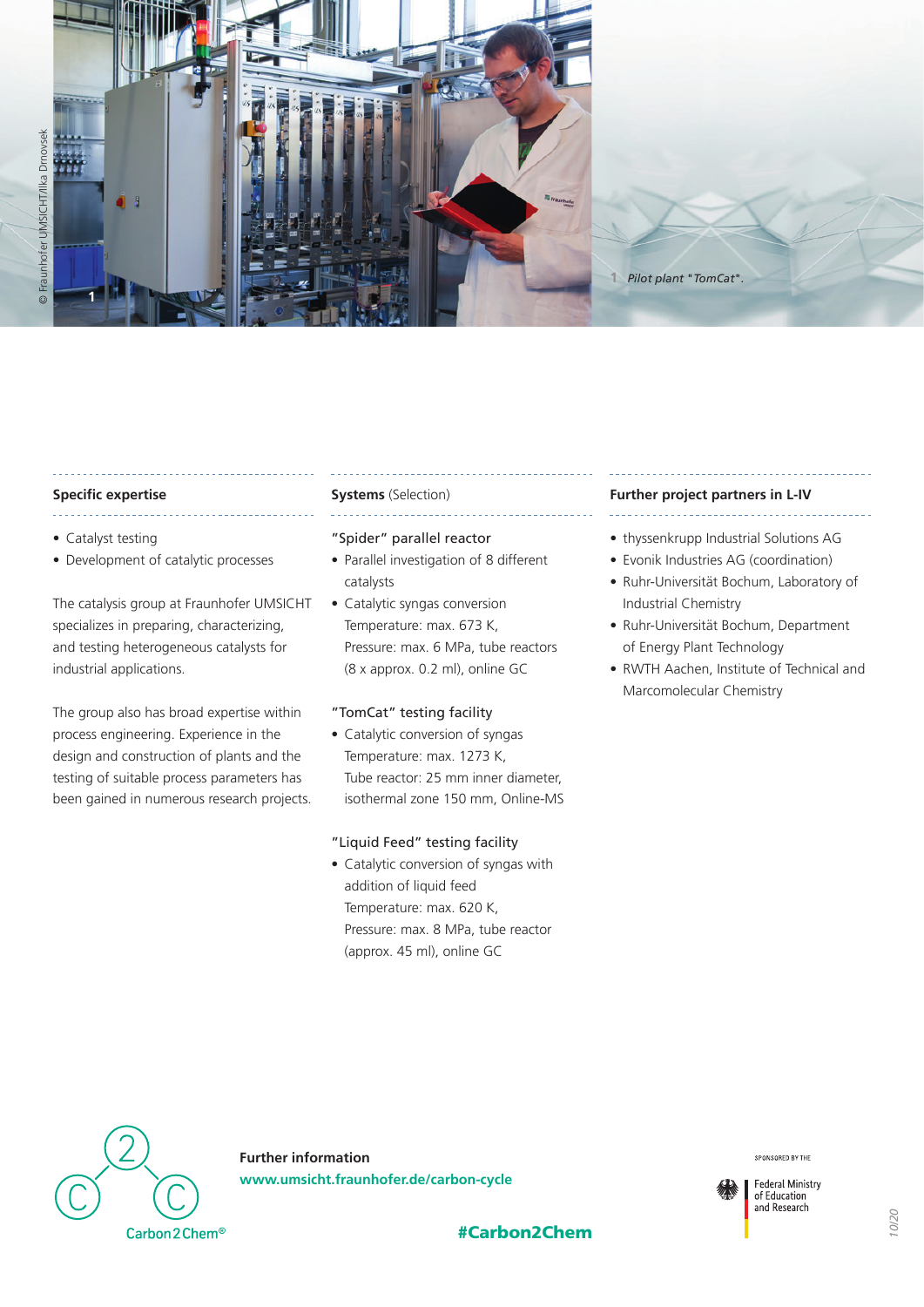1 *Pilot plant "TomCat".*

© Fraunhofer UMSICHT/Ilka Drnovsek

**Specific expertise**

- Catalyst testing
- Development of catalytic processes

The catalysis group at Fraunhofer UMSICHT specializes in preparing, characterizing, and testing heterogeneous catalysts for industrial applications.

The group also has broad expertise within process engineering. Experience in the design and construction of plants and the testing of suitable process parameters has been gained in numerous research projects.

**Systems** (Selection)

"Spider" parallel reactor

- Parallel investigation of 8 different catalysts
- Catalytic syngas conversion
  Temperature: max. 673 K,
  Pressure: max. 6 MPa, tube reactors (8 x approx. 0.2 ml), online GC

"TomCat" testing facility

- Catalytic conversion of syngas
  Temperature: max. 1273 K,
  Tube reactor: 25 mm inner diameter, isothermal zone 150 mm, Online-MS

"Liquid Feed" testing facility

- Catalytic conversion of syngas with addition of liquid feed
  Temperature: max. 620 K,
  Pressure: max. 8 MPa, tube reactor (approx. 45 ml), online GC

**Further project partners in L-IV**

- thyssenkrupp Industrial Solutions AG
- Evonik Industries AG (coordination)
- Ruhr-Universität Bochum, Laboratory of Industrial Chemistry
- Ruhr-Universität Bochum, Department of Energy Plant Technology
- RWTH Aachen, Institute of Technical and Marcomolecular Chemistry

Carbon2Chem®

**Further information**
**www.umsicht.fraunhofer.de/carbon-cycle**

**#Carbon2Chem**

SPONSORED BY THE
Federal Ministry of Education and Research

10/20